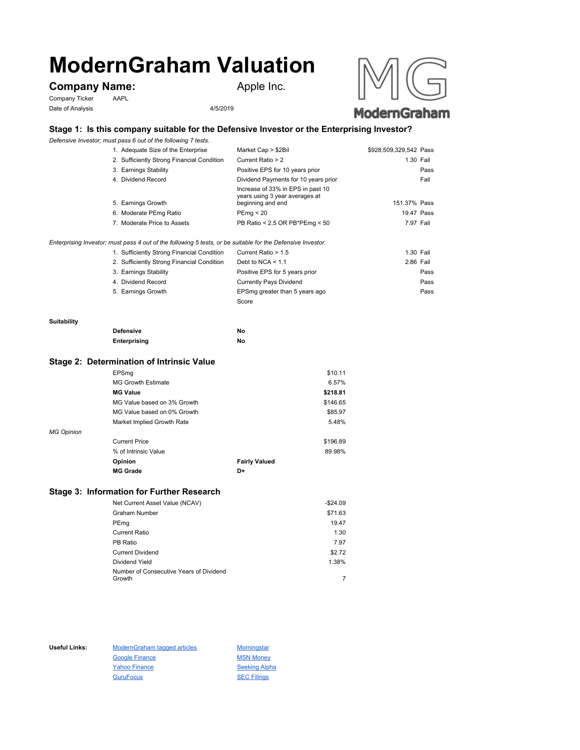# ModernGraham Valuation

**Company Name:** Apple Inc.

Company Ticker AAPL

Date of Analysis 4/5/2019

## Stage 1: Is this company suitable for the Defensive Investor or the Enterprising Investor?

*Defensive Investor; must pass 6 out of the following 7 tests.*

| Test | Criterion | Value | Result |
|---|---|---|---|
| 1. Adequate Size of the Enterprise | Market Cap > $2Bil | $928,509,329,542 | Pass |
| 2. Sufficiently Strong Financial Condition | Current Ratio > 2 | 1.30 | Fail |
| 3. Earnings Stability | Positive EPS for 10 years prior | | Pass |
| 4. Dividend Record | Dividend Payments for 10 years prior | | Fail |
| 5. Earnings Growth | Increase of 33% in EPS in past 10 years using 3 year averages at beginning and end | 151.37% | Pass |
| 6. Moderate PEmg Ratio | PEmg < 20 | 19.47 | Pass |
| 7. Moderate Price to Assets | PB Ratio < 2.5 OR PB*PEmg < 50 | 7.97 | Fail |

*Enterprising Investor; must pass 4 out of the following 5 tests, or be suitable for the Defensive Investor.*

| Test | Criterion | Value | Result |
|---|---|---|---|
| 1. Sufficiently Strong Financial Condition | Current Ratio > 1.5 | 1.30 | Fail |
| 2. Sufficiently Strong Financial Condition | Debt to NCA < 1.1 | 2.86 | Fail |
| 3. Earnings Stability | Positive EPS for 5 years prior | | Pass |
| 4. Dividend Record | Currently Pays Dividend | | Pass |
| 5. Earnings Growth | EPSmg greater than 5 years ago | | Pass |
| | Score | | |

**Suitability**

| | |
|---|---|
| **Defensive** | No |
| **Enterprising** | No |

## Stage 2: Determination of Intrinsic Value

| | | |
|---|---|---|
| EPSmg | | $10.11 |
| MG Growth Estimate | | 6.57% |
| **MG Value** | | **$218.81** |
| MG Value based on 3% Growth | | $146.65 |
| MG Value based on 0% Growth | | $85.97 |
| Market Implied Growth Rate | | 5.48% |

*MG Opinion*

| | | |
|---|---|---|
| Current Price | | $196.89 |
| % of Intrinsic Value | | 89.98% |
| **Opinion** | **Fairly Valued** | |
| **MG Grade** | **D+** | |

## Stage 3: Information for Further Research

| | |
|---|---|
| Net Current Asset Value (NCAV) | -$24.09 |
| Graham Number | $71.63 |
| PEmg | 19.47 |
| Current Ratio | 1.30 |
| PB Ratio | 7.97 |
| Current Dividend | $2.72 |
| Dividend Yield | 1.38% |
| Number of Consecutive Years of Dividend Growth | 7 |

**Useful Links:**

- ModernGraham tagged articles
- Google Finance
- Yahoo Finance
- GuruFocus
- Morningstar
- MSN Money
- Seeking Alpha
- SEC Filings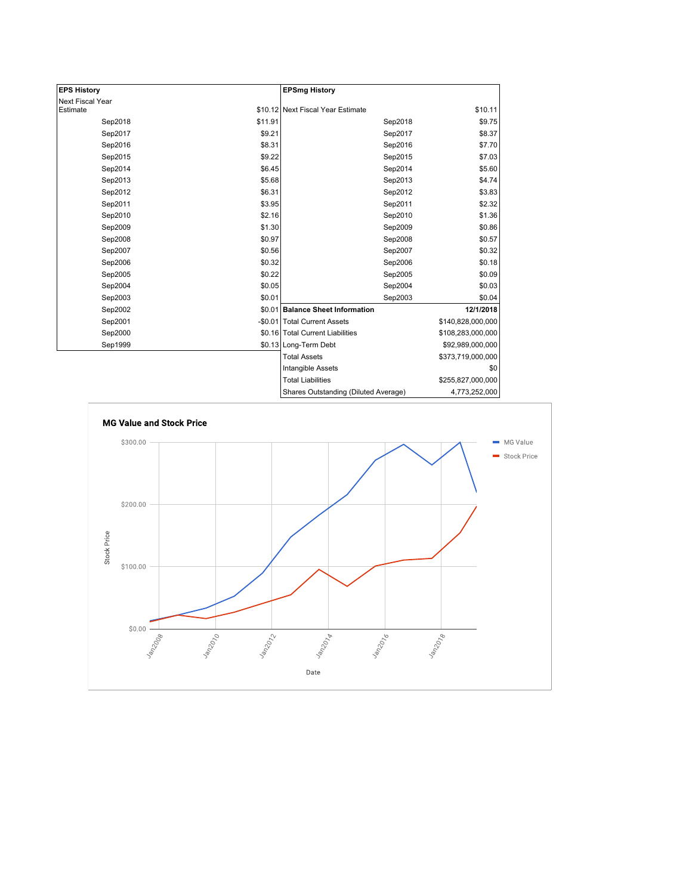| EPS History | |
|---|---|
| Next Fiscal Year Estimate | $10.12 |
| Sep2018 | $11.91 |
| Sep2017 | $9.21 |
| Sep2016 | $8.31 |
| Sep2015 | $9.22 |
| Sep2014 | $6.45 |
| Sep2013 | $5.68 |
| Sep2012 | $6.31 |
| Sep2011 | $3.95 |
| Sep2010 | $2.16 |
| Sep2009 | $1.30 |
| Sep2008 | $0.97 |
| Sep2007 | $0.56 |
| Sep2006 | $0.32 |
| Sep2005 | $0.22 |
| Sep2004 | $0.05 |
| Sep2003 | $0.01 |
| Sep2002 | $0.01 |
| Sep2001 | -$0.01 |
| Sep2000 | $0.16 |
| Sep1999 | $0.13 |

| EPSmg History | |
|---|---|
| Next Fiscal Year Estimate | $10.11 |
| Sep2018 | $9.75 |
| Sep2017 | $8.37 |
| Sep2016 | $7.70 |
| Sep2015 | $7.03 |
| Sep2014 | $5.60 |
| Sep2013 | $4.74 |
| Sep2012 | $3.83 |
| Sep2011 | $2.32 |
| Sep2010 | $1.36 |
| Sep2009 | $0.86 |
| Sep2008 | $0.57 |
| Sep2007 | $0.32 |
| Sep2006 | $0.18 |
| Sep2005 | $0.09 |
| Sep2004 | $0.03 |
| Sep2003 | $0.04 |

| Balance Sheet Information | 12/1/2018 |
|---|---|
| Total Current Assets | $140,828,000,000 |
| Total Current Liabilities | $108,283,000,000 |
| Long-Term Debt | $92,989,000,000 |
| Total Assets | $373,719,000,000 |
| Intangible Assets | $0 |
| Total Liabilities | $255,827,000,000 |
| Shares Outstanding (Diluted Average) | 4,773,252,000 |

**MG Value and Stock Price**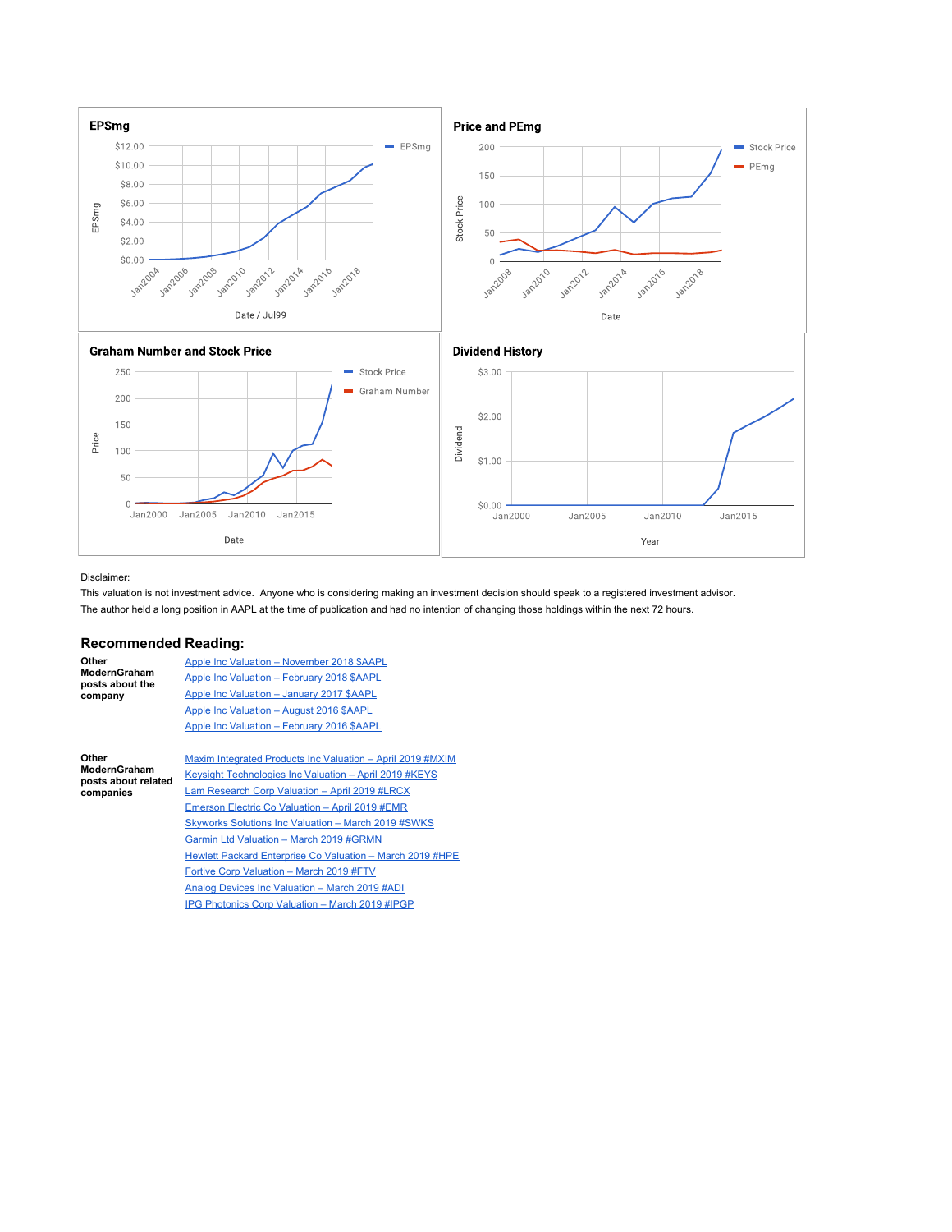### EPSmg

$12.00
$10.00
$8.00
$6.00
$4.00
$2.00
$0.00

EPSmg

Jan2004 Jan2006 Jan2008 Jan2010 Jan2012 Jan2014 Jan2016 Jan2018

Date / Jul99

EPSmg

### Price and PEmg

200
150
100
50
0

Stock Price

Jan2008 Jan2010 Jan2012 Jan2014 Jan2016 Jan2018

Date

Stock Price
PEmg

### Graham Number and Stock Price

250
200
150
100
50
0

Price

Jan2000 Jan2005 Jan2010 Jan2015

Date

Stock Price
Graham Number

### Dividend History

$3.00
$2.00
$1.00
$0.00

Dividend

Jan2000 Jan2005 Jan2010 Jan2015

Year

Disclaimer:

This valuation is not investment advice. Anyone who is considering making an investment decision should speak to a registered investment advisor.

The author held a long position in AAPL at the time of publication and had no intention of changing those holdings within the next 72 hours.

## Recommended Reading:

**Other ModernGraham posts about the company**

- Apple Inc Valuation – November 2018 $AAPL
- Apple Inc Valuation – February 2018 $AAPL
- Apple Inc Valuation – January 2017 $AAPL
- Apple Inc Valuation – August 2016 $AAPL
- Apple Inc Valuation – February 2016 $AAPL

**Other ModernGraham posts about related companies**

- Maxim Integrated Products Inc Valuation – April 2019 #MXIM
- Keysight Technologies Inc Valuation – April 2019 #KEYS
- Lam Research Corp Valuation – April 2019 #LRCX
- Emerson Electric Co Valuation – April 2019 #EMR
- Skyworks Solutions Inc Valuation – March 2019 #SWKS
- Garmin Ltd Valuation – March 2019 #GRMN
- Hewlett Packard Enterprise Co Valuation – March 2019 #HPE
- Fortive Corp Valuation – March 2019 #FTV
- Analog Devices Inc Valuation – March 2019 #ADI
- IPG Photonics Corp Valuation – March 2019 #IPGP